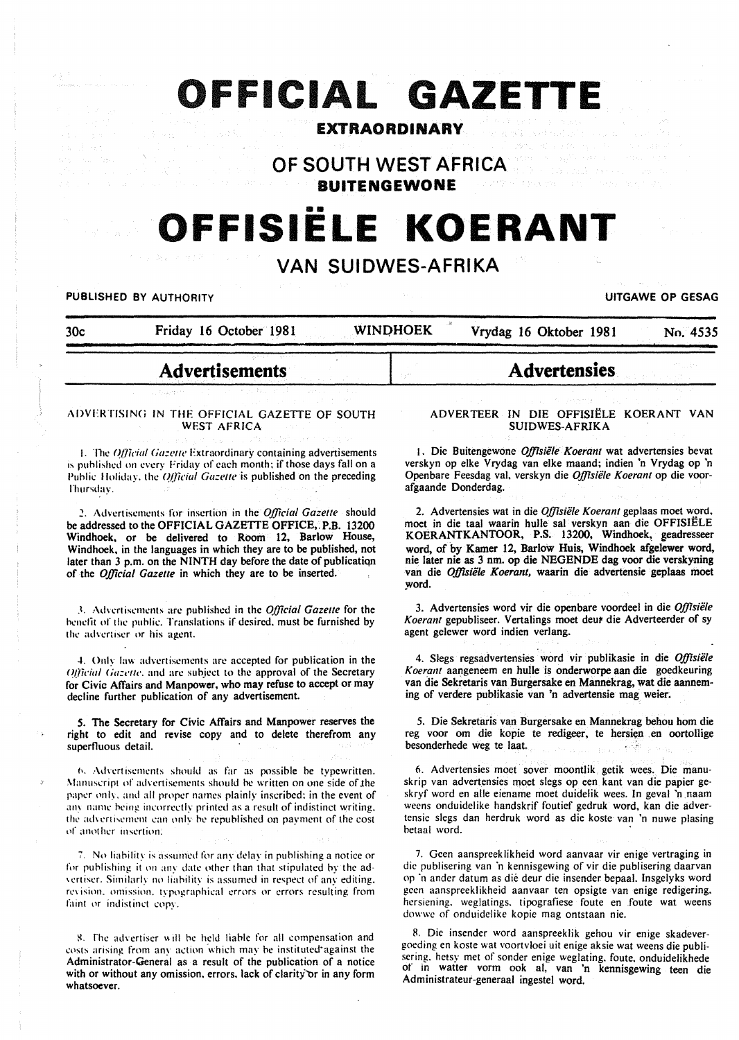# OFFICIAL GAZETTE

**EXTRAORDINARY**

## OF SOUTH WEST AFRICA

**BUITENGEWONE**

# OFFISIËLE KOERANT

## VAN SUIDWES-AFRIKA

**PUBLISHED BY AUTHORITY** — **UITGAWE OP GESAG**

30c — Friday 16 October 1981 — WINDHOEK — Vrydag 16 Oktober 1981 — No. 4535

## Advertisements

### ADVERTISING IN THE OFFICIAL GAZETTE OF SOUTH WEST AFRICA

1. The *Official Gazette* Extraordinary containing advertisements is published on every Friday of each month; if those days fall on a Public Holiday, the *Official Gazette* is published on the preceding Thursday.

2. Advertisements for insertion in the *Official Gazette* should be addressed to the **OFFICIAL GAZETTE OFFICE, P.B. 13200 Windhoek, or be delivered to Room 12, Barlow House, Windhoek, in the languages in which they are to be published, not later than 3 p.m. on the NINTH day before the date of publication of the *Official Gazette* in which they are to be inserted.**

3. Advertisements are published in the *Official Gazette* for the benefit of the public. Translations if desired, must be furnished by the advertiser or his agent.

4. Only law advertisements are accepted for publication in the *Official Gazette*, and are subject to the approval of the Secretary for Civic Affairs and Manpower, who may refuse to accept or may decline further publication of any advertisement.

5. The Secretary for Civic Affairs and Manpower reserves the right to edit and revise copy and to delete therefrom any superfluous detail.

6. Advertisements should as far as possible be typewritten. Manuscript of advertisements should be written on one side of the paper only, and all proper names plainly inscribed; in the event of any name being incorrectly printed as a result of indistinct writing, the advertisement can only be republished on payment of the cost of another insertion.

7. No liability is assumed for any delay in publishing a notice or for publishing it on any date other than that stipulated by the advertiser. Similarly no liability is assumed in respect of any editing, revision, omission, typographical errors or errors resulting from faint or indistinct copy.

8. The advertiser will be held liable for all compensation and costs arising from any action which may be instituted against the Administrator-General as a result of the publication of a notice with or without any omission, errors, lack of clarity or in any form whatsoever.

## Advertensies

### ADVERTEER IN DIE OFFISIËLE KOERANT VAN SUIDWES-AFRIKA

1. Die Buitengewone *Offisiële Koerant* wat advertensies bevat verskyn op elke Vrydag van elke maand; indien 'n Vrydag op 'n Openbare Feesdag val, verskyn die *Offisiële Koerant* op die voorafgaande Donderdag.

2. Advertensies wat in die *Offisiële Koerant* geplaas moet word, moet in die taal waarin hulle sal verskyn aan die OFFISIËLE KOERANTKANTOOR, P.S. 13200, Windhoek, geadresseer word, of by Kamer 12, Barlow Huis, Windhoek afgelewer word, nie later nie as 3 nm. op die NEGENDE dag voor die verskyning van die *Offisiële Koerant*, waarin die advertensie geplaas moet word.

3. Advertensies word vir die openbare voordeel in die *Offisiële Koerant* gepubliseer. Vertalings moet deur die Adverteerder of sy agent gelewer word indien verlang.

4. Slegs regsadvertensies word vir publikasie in die *Offisiële Koerant* aangeneem en hulle is onderworpe aan die goedkeuring van die Sekretaris van Burgersake en Mannekrag, wat die aanneming of verdere publikasie van 'n advertensie mag weier.

5. Die Sekretaris van Burgersake en Mannekrag behou hom die reg voor om die kopie te redigeer, te hersien en oortollige besonderhede weg te laat.

6. Advertensies moet sover moontlik getik wees. Die manuskrip van advertensies moet slegs op een kant van die papier geskryf word en alle eiename moet duidelik wees. In geval 'n naam weens onduidelike handskrif foutief gedruk word, kan die advertensie slegs dan herdruk word as die koste van 'n nuwe plasing betaal word.

7. Geen aanspreeklikheid word aanvaar vir enige vertraging in die publisering van 'n kennisgewing of vir die publisering daarvan op 'n ander datum as dié deur die insender bepaal. Insgelyks word geen aanspreeklikheid aanvaar ten opsigte van enige redigering, hersiening, weglatings, tipografiese foute en foute wat weens dowwe of onduidelike kopie mag ontstaan nie.

8. Die insender word aanspreeklik gehou vir enige skadevergoeding en koste wat voortvloei uit enige aksie wat weens die publisering, hetsy met of sonder enige weglating, foute, onduidelikhede of in watter vorm ook al, van 'n kennisgewing teen die Administrateur-generaal ingestel word.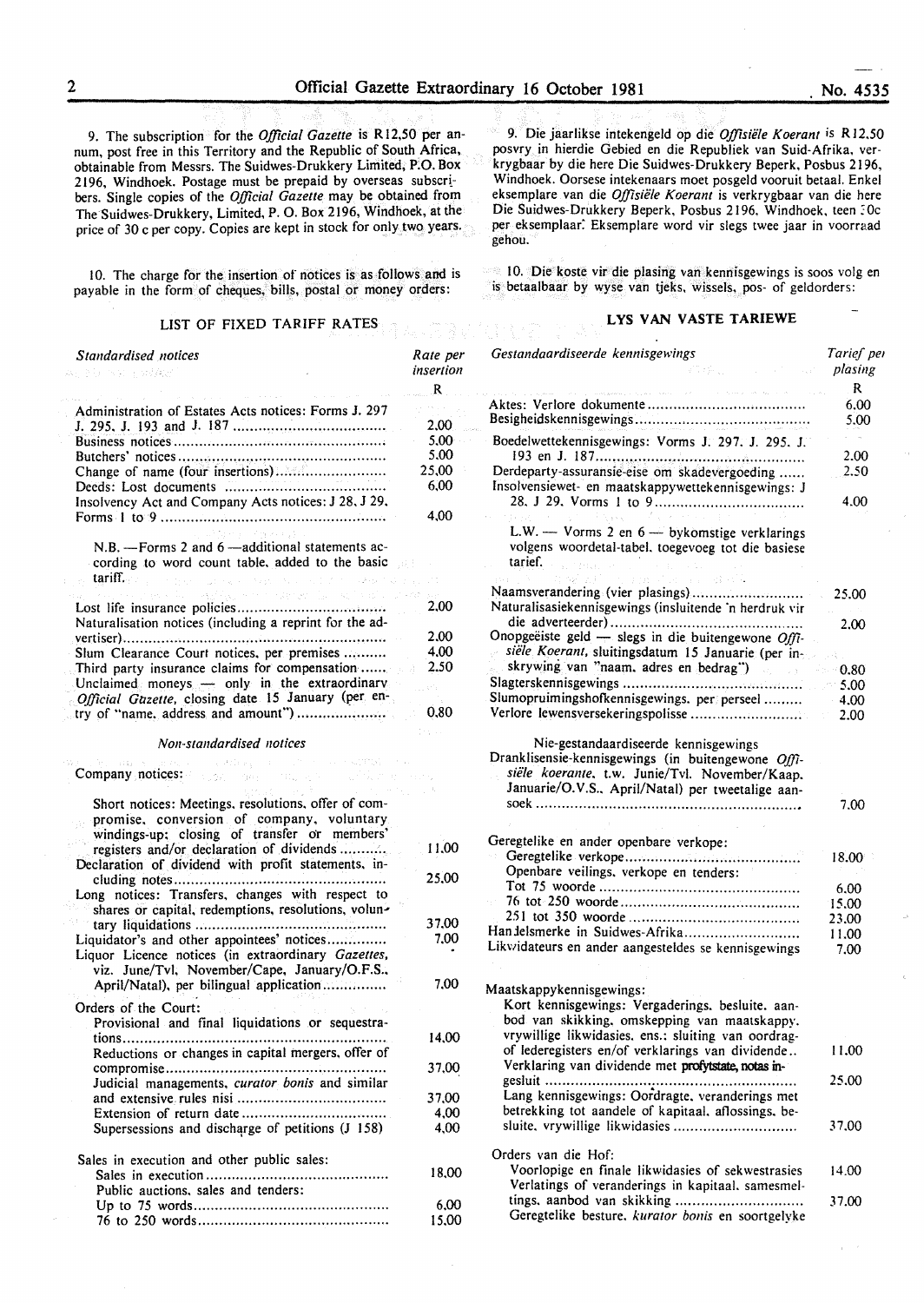9. The subscription for the *Official Gazette* is R12,50 per annum, post free in this Territory and the Republic of South Africa, obtainable from Messrs. The Suidwes-Drukkery Limited, P.O. Box 2196, Windhoek. Postage must be prepaid by overseas subscribers. Single copies of the *Official Gazette* may be obtained from The Suidwes-Drukkery, Limited, P. O. Box 2196, Windhoek, at the price of 30 c per copy. Copies are kept in stock for only two years.

10. The charge for the insertion of notices is as follows and is payable in the form of cheques, bills, postal or money orders:

## LIST OF FIXED TARIFF RATES

| *Standardised notices* | Rate per insertion R |
|---|---|
| Administration of Estates Acts notices: Forms J. 297 J. 295, J. 193 and J. 187 | 2,00 |
| Business notices | 5,00 |
| Butchers' notices | 5,00 |
| Change of name (four insertions) | 25,00 |
| Deeds: Lost documents | 6,00 |
| Insolvency Act and Company Acts notices: J 28, J 29, Forms 1 to 9 | 4,00 |
| N.B. —Forms 2 and 6 —additional statements according to word count table, added to the basic tariff. | |
| Lost life insurance policies | 2,00 |
| Naturalisation notices (including a reprint for the advertiser) | 2,00 |
| Slum Clearance Court notices, per premises | 4,00 |
| Third party insurance claims for compensation | 2,50 |
| Unclaimed moneys — only in the extraordinary *Official Gazette*, closing date 15 January (per entry of "name, address and amount") | 0,80 |

*Non-standardised notices*

| Company notices: | |
|---|---|
| Short notices: Meetings, resolutions, offer of compromise, conversion of company, voluntary windings-up; closing of transfer or members' registers and/or declaration of dividends | 11,00 |
| Declaration of dividend with profit statements, including notes | 25,00 |
| Long notices: Transfers, changes with respect to shares or capital, redemptions, resolutions, voluntary liquidations | 37,00 |
| Liquidator's and other appointees' notices | 7,00 |
| Liquor Licence notices (in extraordinary *Gazettes*, viz. June/Tvl, November/Cape, January/O.F.S., April/Natal), per bilingual application | 7,00 |
| Orders of the Court: | |
| Provisional and final liquidations or sequestrations | 14,00 |
| Reductions or changes in capital mergers, offer of compromise | 37,00 |
| Judicial managements, *curator bonis* and similar and extensive rules nisi | 37,00 |
| Extension of return date | 4,00 |
| Supersessions and discharge of petitions (J 158) | 4,00 |
| Sales in execution and other public sales: | |
| Sales in execution | 18,00 |
| Public auctions, sales and tenders: | |
| Up to 75 words | 6,00 |
| 76 to 250 words | 15,00 |

9. Die jaarlikse intekengeld op die *Offisiële Koerant* is R12,50 posvry in hierdie Gebied en die Republiek van Suid-Afrika, verkrygbaar by die here Die Suidwes-Drukkery Beperk, Posbus 2196, Windhoek. Oorsese intekenaars moet posgeld vooruit betaal. Enkel eksemplare van die *Offisiële Koerant* is verkrygbaar van die here Die Suidwes-Drukkery Beperk, Posbus 2196, Windhoek, teen 30c per eksemplaar. Eksemplare word vir slegs twee jaar in voorraad gehou.

10. Die koste vir die plasing van kennisgewings is soos volg en is betaalbaar by wyse van tjeks, wissels, pos- of geldorders:

## LYS VAN VASTE TARIEWE

| *Gestandaardiseerde kennisgewings* | *Tarief per plasing* R |
|---|---|
| Aktes: Verlore dokumente | 6,00 |
| Besigheidskennisgewings | 5,00 |
| Boedelwettekennisgewings: Vorms J. 297, J. 295, J. 193 en J. 187 | 2,00 |
| Derdeparty-assuransie-eise om skadevergoeding | 2,50 |
| Insolvensiewet- en maatskappywettekennisgewings: J 28, J 29, Vorms 1 to 9 | 4,00 |
| L.W. — Vorms 2 en 6 — bykomstige verklarings volgens woordetal-tabel, toegevoeg tot die basiese tarief. | |
| Naamsverandering (vier plasings) | 25,00 |
| Naturalisasiekennisgewings (insluitende 'n herdruk vir die adverteerder) | 2,00 |
| Onopgeëiste geld — slegs in die buitengewone *Offisiële Koerant*, sluitingsdatum 15 Januarie (per inskrywing van "naam, adres en bedrag") | 0,80 |
| Slagterskennisgewings | 5,00 |
| Slumopruimingshofkennisgewings, per perseel | 4,00 |
| Verlore lewensversekeringspolisse | 2,00 |

Nie-gestandaardiseerde kennisgewings

| | |
|---|---|
| Dranklisensie-kennisgewings (in buitengewone *Offisiële koerante*, t.w. Junie/Tvl. November/Kaap. Januarie/O.V.S., April/Natal) per tweetalige aansoek | 7,00 |
| Geregtelike en ander openbare verkope: | |
| Geregtelike verkope | 18,00 |
| Openbare veilings, verkope en tenders: | |
| Tot 75 woorde | 6,00 |
| 76 tot 250 woorde | 15,00 |
| 251 tot 350 woorde | 23,00 |
| Handelsmerke in Suidwes-Afrika | 11,00 |
| Likwidateurs en ander aangesteldes se kennisgewings | 7,00 |
| Maatskappykennisgewings: | |
| Kort kennisgewings: Vergaderings, besluite, aanbod van skikking, omskepping van maatskappy, vrywillige likwidasies, ens.: sluiting van oordragof lederegisters en/of verklarings van dividende | 11,00 |
| Verklaring van dividende met profytstate, notas ingesluit | 25,00 |
| Lang kennisgewings: Oordragte, veranderings met betrekking tot aandele of kapitaal, aflossings, besluite, vrywillige likwidasies | 37,00 |
| Orders van die Hof: | |
| Voorlopige en finale likwidasies of sekwestrasies | 14,00 |
| Verlatings of veranderings in kapitaal, samesmeltings, aanbod van skikking | 37,00 |
| Geregtelike besture, *kurator bonis* en soortgelyke | |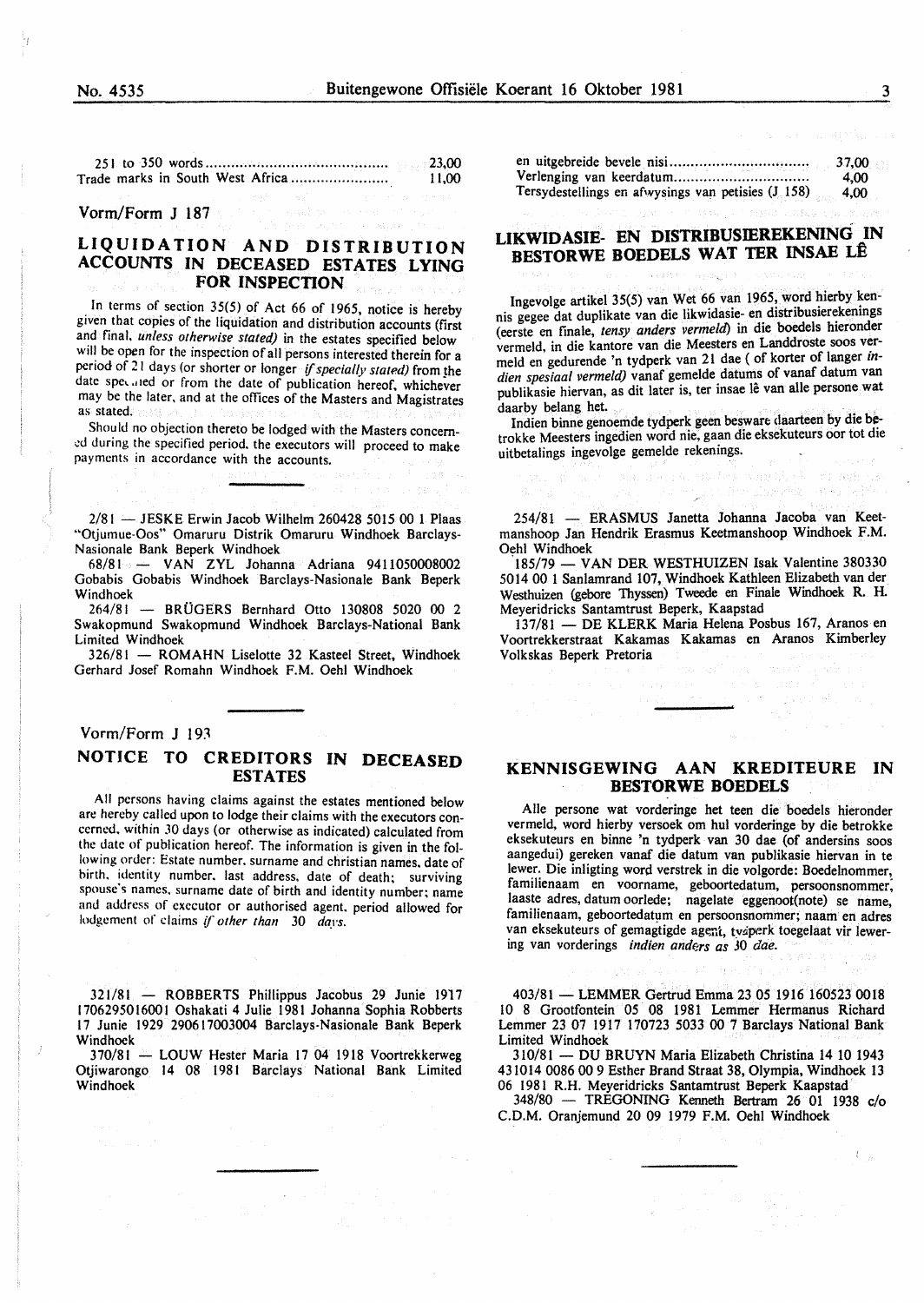| | |
|---|---|
| 251 to 350 words | 23,00 |
| Trade marks in South West Africa | 11,00 |

Vorm/Form J 187

## LIQUIDATION AND DISTRIBUTION ACCOUNTS IN DECEASED ESTATES LYING FOR INSPECTION

In terms of section 35(5) of Act 66 of 1965, notice is hereby given that copies of the liquidation and distribution accounts (first and final, *unless otherwise stated)* in the estates specified below will be open for the inspection of all persons interested therein for a period of 21 days (or shorter or longer *if specially stated)* from the date specified or from the date of publication hereof, whichever may be the later, and at the offices of the Masters and Magistrates as stated.

Should no objection thereto be lodged with the Masters concerned during the specified period, the executors will proceed to make payments in accordance with the accounts.

2/81 — JESKE Erwin Jacob Wilhelm 260428 5015 00 1 Plaas "Otjumue-Oos" Omaruru Distrik Omaruru Windhoek Barclays-Nasionale Bank Beperk Windhoek

68/81 — VAN ZYL Johanna Adriana 9411050008002 Gobabis Gobabis Windhoek Barclays-Nasionale Bank Beperk Windhoek

264/81 — BRÜGERS Bernhard Otto 130808 5020 00 2 Swakopmund Swakopmund Windhoek Barclays-National Bank Limited Windhoek

326/81 — ROMAHN Liselotte 32 Kasteel Street, Windhoek Gerhard Josef Romahn Windhoek F.M. Oehl Windhoek

Vorm/Form J 193

## NOTICE TO CREDITORS IN DECEASED ESTATES

All persons having claims against the estates mentioned below are hereby called upon to lodge their claims with the executors concerned, within 30 days (or otherwise as indicated) calculated from the date of publication hereof. The information is given in the following order: Estate number, surname and christian names, date of birth, identity number, last address, date of death; surviving spouse's names, surname date of birth and identity number; name and address of executor or authorised agent, period allowed for lodgement of claims *if other than 30 days.*

321/81 — ROBBERTS Phillippus Jacobus 29 Junie 1917 1706295016001 Oshakati 4 Julie 1981 Johanna Sophia Robberts 17 Junie 1929 2906170003004 Barclays-Nasionale Bank Beperk Windhoek

370/81 — LOUW Hester Maria 17 04 1918 Voortrekkerweg Otjiwarongo 14 08 1981 Barclays National Bank Limited Windhoek

| | |
|---|---|
| en uitgebreide bevele nisi | 37,00 |
| Verlenging van keerdatum | 4,00 |
| Tersydestellings en afwysings van petisies (J 158) | 4,00 |

## LIKWIDASIE- EN DISTRIBUSIEREKENING IN BESTORWE BOEDELS WAT TER INSAE LÊ

Ingevolge artikel 35(5) van Wet 66 van 1965, word hierby kennis gegee dat duplikate van die likwidasie- en distribusierekenings (eerste en finale, *tensy anders vermeld)* in die boedels hieronder vermeld, in die kantore van die Meesters en Landdroste soos vermeld en gedurende 'n tydperk van 21 dae (of korter of langer *indien spesiaal vermeld)* vanaf gemelde datums of vanaf datum van publikasie hiervan, as dit later is, ter insae lê van alle persone wat daarby belang het.

Indien binne genoemde tydperk geen besware daarteen by die betrokke Meesters ingedien word nie, gaan die eksekuteurs oor tot die uitbetalings ingevolge gemelde rekenings.

254/81 — ERASMUS Janetta Johanna Jacoba van Keetmanshoop Jan Hendrik Erasmus Keetmanshoop Windhoek F.M. Oehl Windhoek

185/79 — VAN DER WESTHUIZEN Isak Valentine 380330 5014 00 1 Sanlamrand 107, Windhoek Kathleen Elizabeth van der Westhuizen (gebore Thyssen) Tweede en Finale Windhoek R. H. Meyeridricks Santamtrust Beperk, Kaapstad

137/81 — DE KLERK Maria Helena Posbus 167, Aranos en Voortrekkerstraat Kakamas Kakamas en Aranos Kimberley Volkskas Beperk Pretoria

## KENNISGEWING AAN KREDITEURE IN BESTORWE BOEDELS

Alle persone wat vorderinge het teen die boedels hieronder vermeld, word hierby versoek om hul vorderinge by die betrokke eksekuteurs en binne 'n tydperk van 30 dae (of andersins soos aangedui) gereken vanaf die datum van publikasie hiervan in te lewer. Die inligting word verstrek in die volgorde: Boedelnommer, familienaam en voorname, geboortedatum, persoonsnommer, laaste adres, datum oorlede; nagelate eggenoot(note) se name, familienaam, geboortedatum en persoonsnommer; naam en adres van eksekuteurs of gemagtigde agent, tydperk toegelaat vir lewering van vorderings *indien anders as 30 dae.*

403/81 — LEMMER Gertrud Emma 23 05 1916 160523 0018 10 8 Grootfontein 05 08 1981 Lemmer Hermanus Richard Lemmer 23 07 1917 170723 5033 00 7 Barclays National Bank Limited Windhoek

310/81 — DU BRUYN Maria Elizabeth Christina 14 10 1943 431014 0086 00 9 Esther Brand Straat 38, Olympia, Windhoek 13 06 1981 R.H. Meyeridricks Santamtrust Beperk Kaapstad

348/80 — TREGONING Kenneth Bertram 26 01 1938 c/o C.D.M. Oranjemund 20 09 1979 F.M. Oehl Windhoek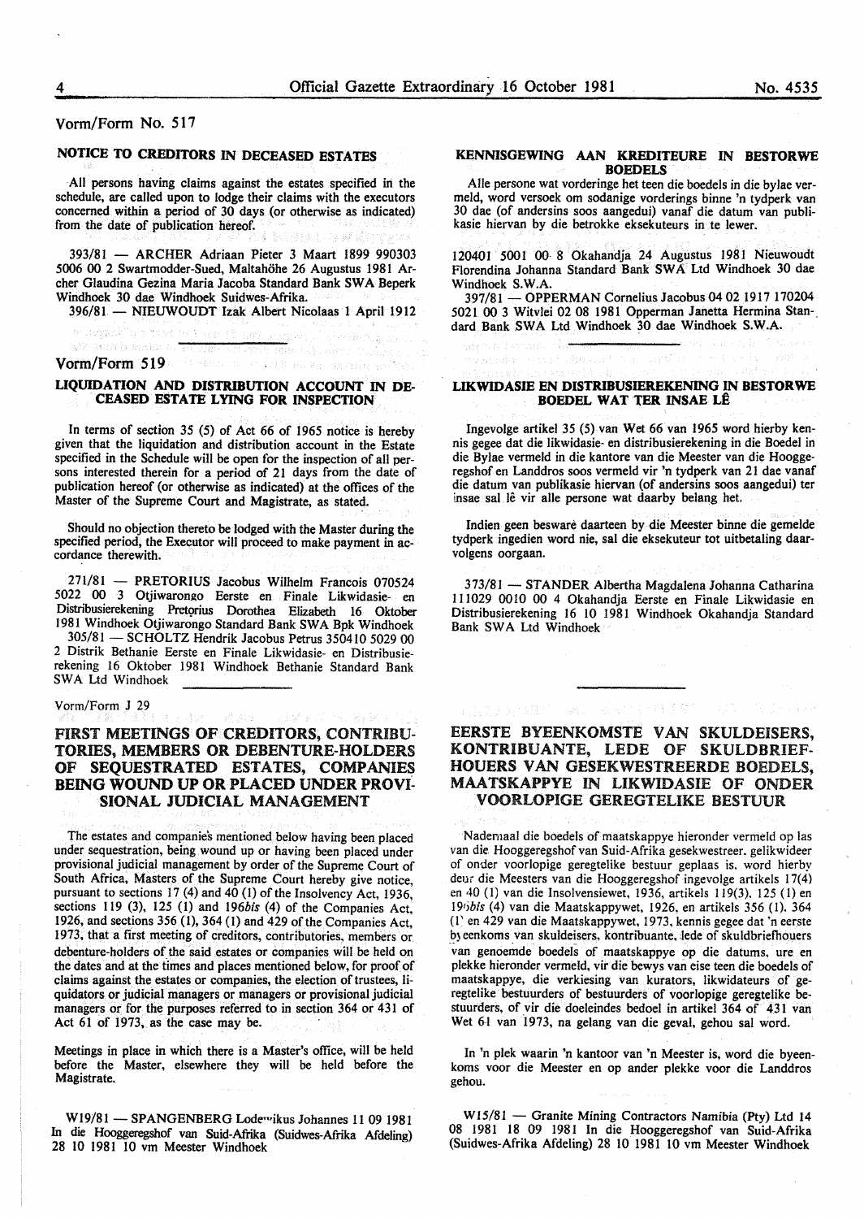Vorm/Form No. 517

## NOTICE TO CREDITORS IN DECEASED ESTATES

All persons having claims against the estates specified in the schedule, are called upon to lodge their claims with the executors concerned within a period of 30 days (or otherwise as indicated) from the date of publication hereof.

393/81 — ARCHER Adriaan Pieter 3 Maart 1899 990303 5006 00 2 Swartmodder-Sued, Maltahöhe 26 Augustus 1981 Archer Glaudina Gezina Maria Jacoba Standard Bank SWA Beperk Windhoek 30 dae Windhoek Suidwes-Afrika.

396/81 — NIEUWOUDT Izak Albert Nicolaas 1 April 1912 120401 5001 00 8 Okahandja 24 Augustus 1981 Nieuwoudt Florendina Johanna Standard Bank SWA Ltd Windhoek 30 dae Windhoek S.W.A.

397/81 — OPPERMAN Cornelius Jacobus 04 02 1917 170204 5021 00 3 Witvlei 02 08 1981 Opperman Janetta Hermina Standard Bank SWA Ltd Windhoek 30 dae Windhoek S.W.A.

## KENNISGEWING AAN KREDITEURE IN BESTORWE BOEDELS

Alle persone wat vorderinge het teen die boedels in die bylae vermeld, word versoek om sodanige vorderings binne 'n tydperk van 30 dae (of andersins soos aangedui) vanaf die datum van publikasie hiervan by die betrokke eksekuteurs in te lewer.

Vorm/Form 519

## LIQUIDATION AND DISTRIBUTION ACCOUNT IN DECEASED ESTATE LYING FOR INSPECTION

In terms of section 35 (5) of Act 66 of 1965 notice is hereby given that the liquidation and distribution account in the Estate specified in the Schedule will be open for the inspection of all persons interested therein for a period of 21 days from the date of publication hereof (or otherwise as indicated) at the offices of the Master of the Supreme Court and Magistrate, as stated.

Should no objection thereto be lodged with the Master during the specified period, the Executor will proceed to make payment in accordance therewith.

271/81 — PRETORIUS Jacobus Wilhelm Francois 070524 5022 00 3 Otjiwarongo Eerste en Finale Likwidasie- en Distribusierekening Pretorius Dorothea Elizabeth 16 Oktober 1981 Windhoek Otjiwarongo Standard Bank SWA Bpk Windhoek

305/81 — SCHOLTZ Hendrik Jacobus Petrus 350410 5029 00 2 Distrik Bethanie Eerste en Finale Likwidasie- en Distribusierekening 16 Oktober 1981 Windhoek Bethanie Standard Bank SWA Ltd Windhoek

## LIKWIDASIE EN DISTRIBUSIEREKENING IN BESTORWE BOEDEL WAT TER INSAE LÊ

Ingevolge artikel 35 (5) van Wet 66 van 1965 word hierby kennis gegee dat die likwidasie- en distribusierekening in die Boedel in die Bylae vermeld in die kantore van die Meester van die Hooggeregshof en Landdros soos vermeld vir 'n tydperk van 21 dae vanaf die datum van publikasie hiervan (of andersins soos aangedui) ter insae sal lê vir alle persone wat daarby belang het.

Indien geen besware daarteen by die Meester binne die gemelde tydperk ingedien word nie, sal die eksekuteur tot uitbetaling daarvolgens oorgaan.

373/81 — STANDER Albertha Magdalena Johanna Catharina 111029 0010 00 4 Okahandja Eerste en Finale Likwidasie en Distribusierekening 16 10 1981 Windhoek Okahandja Standard Bank SWA Ltd Windhoek

Vorm/Form J 29

## FIRST MEETINGS OF CREDITORS, CONTRIBUTORIES, MEMBERS OR DEBENTURE-HOLDERS OF SEQUESTRATED ESTATES, COMPANIES BEING WOUND UP OR PLACED UNDER PROVISIONAL JUDICIAL MANAGEMENT

The estates and companies mentioned below having been placed under sequestration, being wound up or having been placed under provisional judicial management by order of the Supreme Court of South Africa, Masters of the Supreme Court hereby give notice, pursuant to sections 17 (4) and 40 (1) of the Insolvency Act, 1936, sections 119 (3), 125 (1) and 196*bis* (4) of the Companies Act, 1926, and sections 356 (1), 364 (1) and 429 of the Companies Act, 1973, that a first meeting of creditors, contributories, members or debenture-holders of the said estates or companies will be held on the dates and at the times and places mentioned below, for proof of claims against the estates or companies, the election of trustees, liquidators or judicial managers or managers or provisional judicial managers or for the purposes referred to in section 364 or 431 of Act 61 of 1973, as the case may be.

Meetings in place in which there is a Master's office, will be held before the Master, elsewhere they will be held before the Magistrate.

W19/81 — SPANGENBERG Lodewikus Johannes 11 09 1981 In die Hooggeregshof van Suid-Afrika (Suidwes-Afrika Afdeling) 28 10 1981 10 vm Meester Windhoek

## EERSTE BYEENKOMSTE VAN SKULDEISERS, KONTRIBUANTE, LEDE OF SKULDBRIEFHOUERS VAN GESEKWESTREERDE BOEDELS, MAATSKAPPYE IN LIKWIDASIE OF ONDER VOORLOPIGE GEREGTELIKE BESTUUR

Nademaal die boedels of maatskappye hieronder vermeld op las van die Hooggeregshof van Suid-Afrika gesekwestreer, gelikwideer of onder voorlopige geregtelike bestuur geplaas is, word hierby deur die Meesters van die Hooggeregshof ingevolge artikels 17(4) en 40 (1) van die Insolvensiewet, 1936, artikels 119(3), 125 (1) en 196*bis* (4) van die Maatskappywet, 1926, en artikels 356 (1), 364 (1) en 429 van die Maatskappywet, 1973, kennis gegee dat 'n eerste byeenkoms van skuldeisers, kontribuante, lede of skuldbriefhouers van genoemde boedels of maatskappye op die datums, ure en plekke hieronder vermeld, vir die bewys van eise teen die boedels of maatskappye, die verkiesing van kurators, likwidateurs of geregtelike bestuurders of bestuurders of voorlopige geregtelike bestuurders, of vir die doeleindes bedoel in artikel 364 of 431 van Wet 61 van 1973, na gelang van die geval, gehou sal word.

In 'n plek waarin 'n kantoor van 'n Meester is, word die byeenkoms voor die Meester en op ander plekke voor die Landdros gehou.

W15/81 — Granite Mining Contractors Namibia (Pty) Ltd 14 08 1981 18 09 1981 In die Hooggeregshof van Suid-Afrika (Suidwes-Afrika Afdeling) 28 10 1981 10 vm Meester Windhoek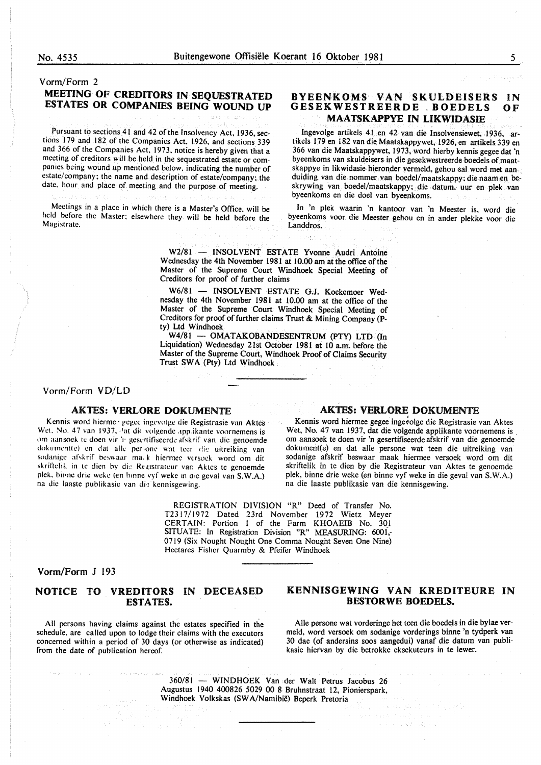Vorm/Form 2

## MEETING OF CREDITORS IN SEQUESTRATED ESTATES OR COMPANIES BEING WOUND UP

Pursuant to sections 41 and 42 of the Insolvency Act, 1936, sections 179 and 182 of the Companies Act, 1926, and sections 339 and 366 of the Companies Act, 1973, notice is hereby given that a meeting of creditors will be held in the sequestrated estate or companies being wound up mentioned below, indicating the number of estate/company; the name and description of estate/company; the date, hour and place of meeting and the purpose of meeting.

Meetings in a place in which there is a Master's Office, will be held before the Master; elsewhere they will be held before the Magistrate.

## BYEENKOMS VAN SKULDEISERS IN GESEKWESTREERDE BOEDELS OF MAATSKAPPYE IN LIKWIDASIE

Ingevolge artikels 41 en 42 van die Insolvensiewet, 1936, artikels 179 en 182 van die Maatskappywet, 1926, en artikels 339 en 366 van die Maatskappywet, 1973, word hierby kennis gegee dat 'n byeenkoms van skuldeisers in die gesekwestreerde boedels of maatskappye in likwidasie hieronder vermeld, gehou sal word met aanduiding van die nommer van boedel/maatskappy; die naam en beskrywing van boedel/maatskappy; die datum, uur en plek van byeenkoms en die doel van byeenkoms.

In 'n plek waarin 'n kantoor van 'n Meester is, word die byeenkoms voor die Meester gehou en in ander plekke voor die Landdros.

W2/81 — INSOLVENT ESTATE Yvonne Audri Antoine Wednesday the 4th November 1981 at 10.00 am at the office of the Master of the Supreme Court Windhoek Special Meeting of Creditors for proof of further claims

W6/81 — INSOLVENT ESTATE G.J. Koekemoer Wednesday the 4th November 1981 at 10.00 am at the office of the Master of the Supreme Court Windhoek Special Meeting of Creditors for proof of further claims Trust & Mining Company (Pty) Ltd Windhoek

W4/81 — OMATAKOBANDESENTRUM (PTY) LTD (In Liquidation) Wednesday 21st October 1981 at 10 a.m. before the Master of the Supreme Court, Windhoek Proof of Claims Security Trust SWA (Pty) Ltd Windhoek

---

Vorm/Form VD/LD

## AKTES: VERLORE DOKUMENTE

Kennis word hiermee gegee ingevolge die Registrasie van Aktes Wet, No. 47 van 1937, dat die volgende applikante voornemens is om aansoek te doen vir 'n gesertifiseerde afskrif van die genoemde dokument(e) en dat alle persone wat teen die uitreiking van sodanige afskrif beswaar maak hiermee versoek word om dit skriftelik in te dien by die Registrateur van Aktes te genoemde plek, binne drie weke (en binne vyf weke in die geval van S.W.A.) na die laaste publikasie van die kennisgewing.

## AKTES: VERLORE DOKUMENTE

Kennis word hiermee gegee ingevolge die Registrasie van Aktes Wet, No. 47 van 1937, dat die volgende applikante voornemens is om aansoek te doen vir 'n gesertifiseerde afskrif van die genoemde dokument(e) en dat alle persone wat teen die uitreiking van sodanige afskrif beswaar maak hiermee versoek word om dit skriftelik in te dien by die Registrateur van Aktes te genoemde plek, binne drie weke (en binne vyf weke in die geval van S.W.A.) na die laaste publikasie van die kennisgewing.

REGISTRATION DIVISION "R" Deed of Transfer No. T2317/1972 Dated 23rd November 1972 Wietz Meyer CERTAIN: Portion 1 of the Farm KHOAEIB No. 301 SITUATE: In Registration Division "R" MEASURING: 6001,-0719 (Six Nought Nought One Comma Nought Seven One Nine) Hectares Fisher Quarmby & Pfeifer Windhoek

---

Vorm/Form J 193

## NOTICE TO VREDITORS IN DECEASED ESTATES.

All persons having claims against the estates specified in the schedule, are called upon to lodge their claims with the executors concerned within a period of 30 days (or otherwise as indicated) from the date of publication hereof.

## KENNISGEWING VAN KREDITEURE IN BESTORWE BOEDELS.

Alle persone wat vorderinge het teen die boedels in die bylae vermeld, word versoek om sodanige vorderings binne 'n tydperk van 30 dae (of andersins soos aangedui) vanaf die datum van publikasie hiervan by die betrokke eksekuteurs in te lewer.

360/81 — WINDHOEK Van der Walt Petrus Jacobus 26 Augustus 1940 400826 5029 00 8 Bruhnstraat 12, Pionierspark, Windhoek Volkskas (SWA/Namibië) Beperk Pretoria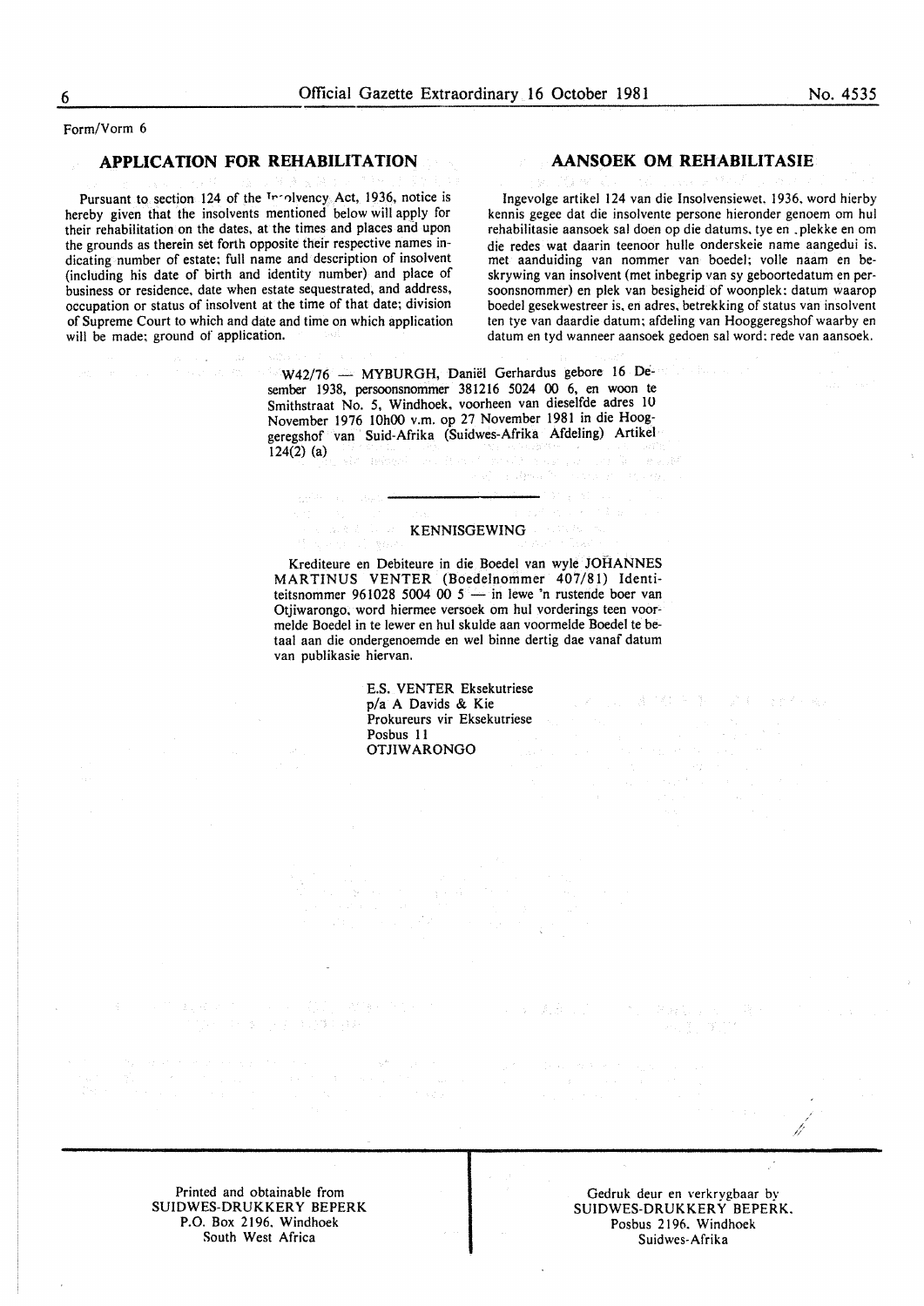Form/Vorm 6

## APPLICATION FOR REHABILITATION

Pursuant to section 124 of the Insolvency Act, 1936, notice is hereby given that the insolvents mentioned below will apply for their rehabilitation on the dates, at the times and places and upon the grounds as therein set forth opposite their respective names indicating number of estate; full name and description of insolvent (including his date of birth and identity number) and place of business or residence, date when estate sequestrated, and address, occupation or status of insolvent at the time of that date; division of Supreme Court to which and date and time on which application will be made; ground of application.

## AANSOEK OM REHABILITASIE

Ingevolge artikel 124 van die Insolvensiewet, 1936, word hierby kennis gegee dat die insolvente persone hieronder genoem om hul rehabilitasie aansoek sal doen op die datums, tye en plekke en om die redes wat daarin teenoor hulle onderskeie name aangedui is, met aanduiding van nommer van boedel; volle naam en beskrywing van insolvent (met inbegrip van sy geboortedatum en persoonsnommer) en plek van besigheid of woonplek; datum waarop boedel gesekwestreer is, en adres, betrekking of status van insolvent ten tye van daardie datum; afdeling van Hooggeregshof waarby en datum en tyd wanneer aansoek gedoen sal word; rede van aansoek.

W42/76 — MYBURGH, Daniël Gerhardus gebore 16 Desember 1938, persoonsnommer 381216 5024 00 6, en woon te Smithstraat No. 5, Windhoek, voorheen van dieselfde adres 10 November 1976 10h00 v.m. op 27 November 1981 in die Hooggeregshof van Suid-Afrika (Suidwes-Afrika Afdeling) Artikel 124(2) (a)

---

### KENNISGEWING

Krediteure en Debiteure in die Boedel van wyle JOHANNES MARTINUS VENTER (Boedelnommer 407/81) Identiteitsnommer 961028 5004 00 5 — in lewe 'n rustende boer van Otjiwarongo, word hiermee versoek om hul vorderings teen voormelde Boedel in te lewer en hul skulde aan voormelde Boedel te betaal aan die ondergenoemde en wel binne dertig dae vanaf datum van publikasie hiervan.

E.S. VENTER Eksekutriese
p/a A Davids & Kie
Prokureurs vir Eksekutriese
Posbus 11
OTJIWARONGO

---

Printed and obtainable from
SUIDWES-DRUKKERY BEPERK
P.O. Box 2196, Windhoek
South West Africa

Gedruk deur en verkrygbaar by
SUIDWES-DRUKKERY BEPERK,
Posbus 2196, Windhoek
Suidwes-Afrika